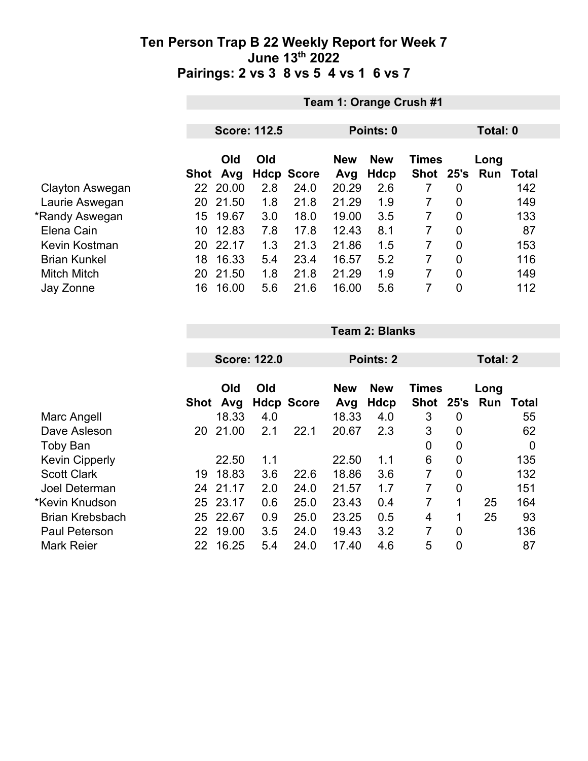# Ten Person Trap B 22 Weekly Report for Week 7
## June 13th 2022
## Pairings: 2 vs 3 8 vs 5 4 vs 1 6 vs 7

### Team 1: Orange Crush #1

**Score: 112.5** | **Points: 0** | **Total: 0**

| | Shot | Old Avg | Old Hdcp | Score | New Avg | New Hdcp | Times Shot | 25's | Long Run | Total |
|---|---|---|---|---|---|---|---|---|---|---|
| Clayton Aswegan | 22 | 20.00 | 2.8 | 24.0 | 20.29 | 2.6 | 7 | 0 | | 142 |
| Laurie Aswegan | 20 | 21.50 | 1.8 | 21.8 | 21.29 | 1.9 | 7 | 0 | | 149 |
| *Randy Aswegan | 15 | 19.67 | 3.0 | 18.0 | 19.00 | 3.5 | 7 | 0 | | 133 |
| Elena Cain | 10 | 12.83 | 7.8 | 17.8 | 12.43 | 8.1 | 7 | 0 | | 87 |
| Kevin Kostman | 20 | 22.17 | 1.3 | 21.3 | 21.86 | 1.5 | 7 | 0 | | 153 |
| Brian Kunkel | 18 | 16.33 | 5.4 | 23.4 | 16.57 | 5.2 | 7 | 0 | | 116 |
| Mitch Mitch | 20 | 21.50 | 1.8 | 21.8 | 21.29 | 1.9 | 7 | 0 | | 149 |
| Jay Zonne | 16 | 16.00 | 5.6 | 21.6 | 16.00 | 5.6 | 7 | 0 | | 112 |

### Team 2: Blanks

**Score: 122.0** | **Points: 2** | **Total: 2**

| | Shot | Old Avg | Old Hdcp | Score | New Avg | New Hdcp | Times Shot | 25's | Long Run | Total |
|---|---|---|---|---|---|---|---|---|---|---|
| Marc Angell | | 18.33 | 4.0 | | 18.33 | 4.0 | 3 | 0 | | 55 |
| Dave Asleson | 20 | 21.00 | 2.1 | 22.1 | 20.67 | 2.3 | 3 | 0 | | 62 |
| Toby Ban | | | | | | | 0 | 0 | | 0 |
| Kevin Cipperly | | 22.50 | 1.1 | | 22.50 | 1.1 | 6 | 0 | | 135 |
| Scott Clark | 19 | 18.83 | 3.6 | 22.6 | 18.86 | 3.6 | 7 | 0 | | 132 |
| Joel Determan | 24 | 21.17 | 2.0 | 24.0 | 21.57 | 1.7 | 7 | 0 | | 151 |
| *Kevin Knudson | 25 | 23.17 | 0.6 | 25.0 | 23.43 | 0.4 | 7 | 1 | 25 | 164 |
| Brian Krebsbach | 25 | 22.67 | 0.9 | 25.0 | 23.25 | 0.5 | 4 | 1 | 25 | 93 |
| Paul Peterson | 22 | 19.00 | 3.5 | 24.0 | 19.43 | 3.2 | 7 | 0 | | 136 |
| Mark Reier | 22 | 16.25 | 5.4 | 24.0 | 17.40 | 4.6 | 5 | 0 | | 87 |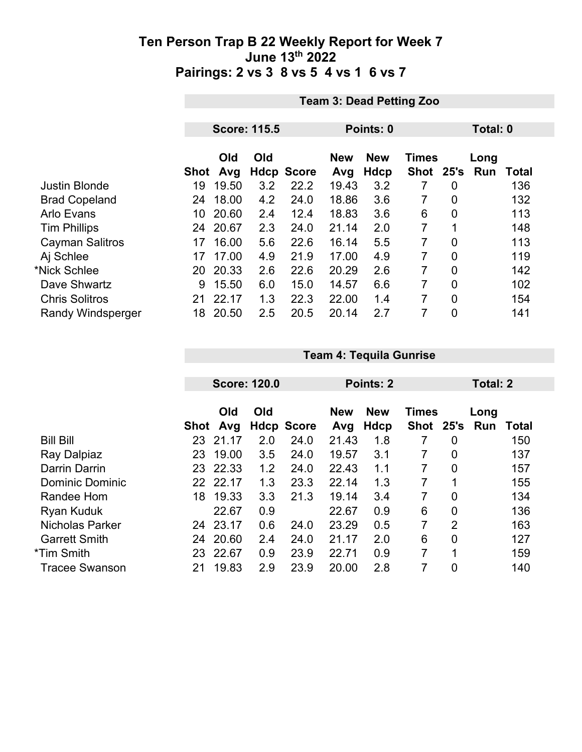# Ten Person Trap B 22 Weekly Report for Week 7
## June 13th 2022
## Pairings: 2 vs 3  8 vs 5  4 vs 1  6 vs 7

**Team 3: Dead Petting Zoo**

**Score: 115.5** | **Points: 0** | **Total: 0**

| | Shot | Old Avg | Old Hdcp | Score | New Avg | New Hdcp | Times Shot | 25's | Long Run | Total |
|---|---|---|---|---|---|---|---|---|---|---|
| Justin Blonde | 19 | 19.50 | 3.2 | 22.2 | 19.43 | 3.2 | 7 | 0 | | 136 |
| Brad Copeland | 24 | 18.00 | 4.2 | 24.0 | 18.86 | 3.6 | 7 | 0 | | 132 |
| Arlo Evans | 10 | 20.60 | 2.4 | 12.4 | 18.83 | 3.6 | 6 | 0 | | 113 |
| Tim Phillips | 24 | 20.67 | 2.3 | 24.0 | 21.14 | 2.0 | 7 | 1 | | 148 |
| Cayman Salitros | 17 | 16.00 | 5.6 | 22.6 | 16.14 | 5.5 | 7 | 0 | | 113 |
| Aj Schlee | 17 | 17.00 | 4.9 | 21.9 | 17.00 | 4.9 | 7 | 0 | | 119 |
| *Nick Schlee | 20 | 20.33 | 2.6 | 22.6 | 20.29 | 2.6 | 7 | 0 | | 142 |
| Dave Shwartz | 9 | 15.50 | 6.0 | 15.0 | 14.57 | 6.6 | 7 | 0 | | 102 |
| Chris Solitros | 21 | 22.17 | 1.3 | 22.3 | 22.00 | 1.4 | 7 | 0 | | 154 |
| Randy Windsperger | 18 | 20.50 | 2.5 | 20.5 | 20.14 | 2.7 | 7 | 0 | | 141 |

**Team 4: Tequila Gunrise**

**Score: 120.0** | **Points: 2** | **Total: 2**

| | Shot | Old Avg | Old Hdcp | Score | New Avg | New Hdcp | Times Shot | 25's | Long Run | Total |
|---|---|---|---|---|---|---|---|---|---|---|
| Bill Bill | 23 | 21.17 | 2.0 | 24.0 | 21.43 | 1.8 | 7 | 0 | | 150 |
| Ray Dalpiaz | 23 | 19.00 | 3.5 | 24.0 | 19.57 | 3.1 | 7 | 0 | | 137 |
| Darrin Darrin | 23 | 22.33 | 1.2 | 24.0 | 22.43 | 1.1 | 7 | 0 | | 157 |
| Dominic Dominic | 22 | 22.17 | 1.3 | 23.3 | 22.14 | 1.3 | 7 | 1 | | 155 |
| Randee Hom | 18 | 19.33 | 3.3 | 21.3 | 19.14 | 3.4 | 7 | 0 | | 134 |
| Ryan Kuduk | | 22.67 | 0.9 | | 22.67 | 0.9 | 6 | 0 | | 136 |
| Nicholas Parker | 24 | 23.17 | 0.6 | 24.0 | 23.29 | 0.5 | 7 | 2 | | 163 |
| Garrett Smith | 24 | 20.60 | 2.4 | 24.0 | 21.17 | 2.0 | 6 | 0 | | 127 |
| *Tim Smith | 23 | 22.67 | 0.9 | 23.9 | 22.71 | 0.9 | 7 | 1 | | 159 |
| Tracee Swanson | 21 | 19.83 | 2.9 | 23.9 | 20.00 | 2.8 | 7 | 0 | | 140 |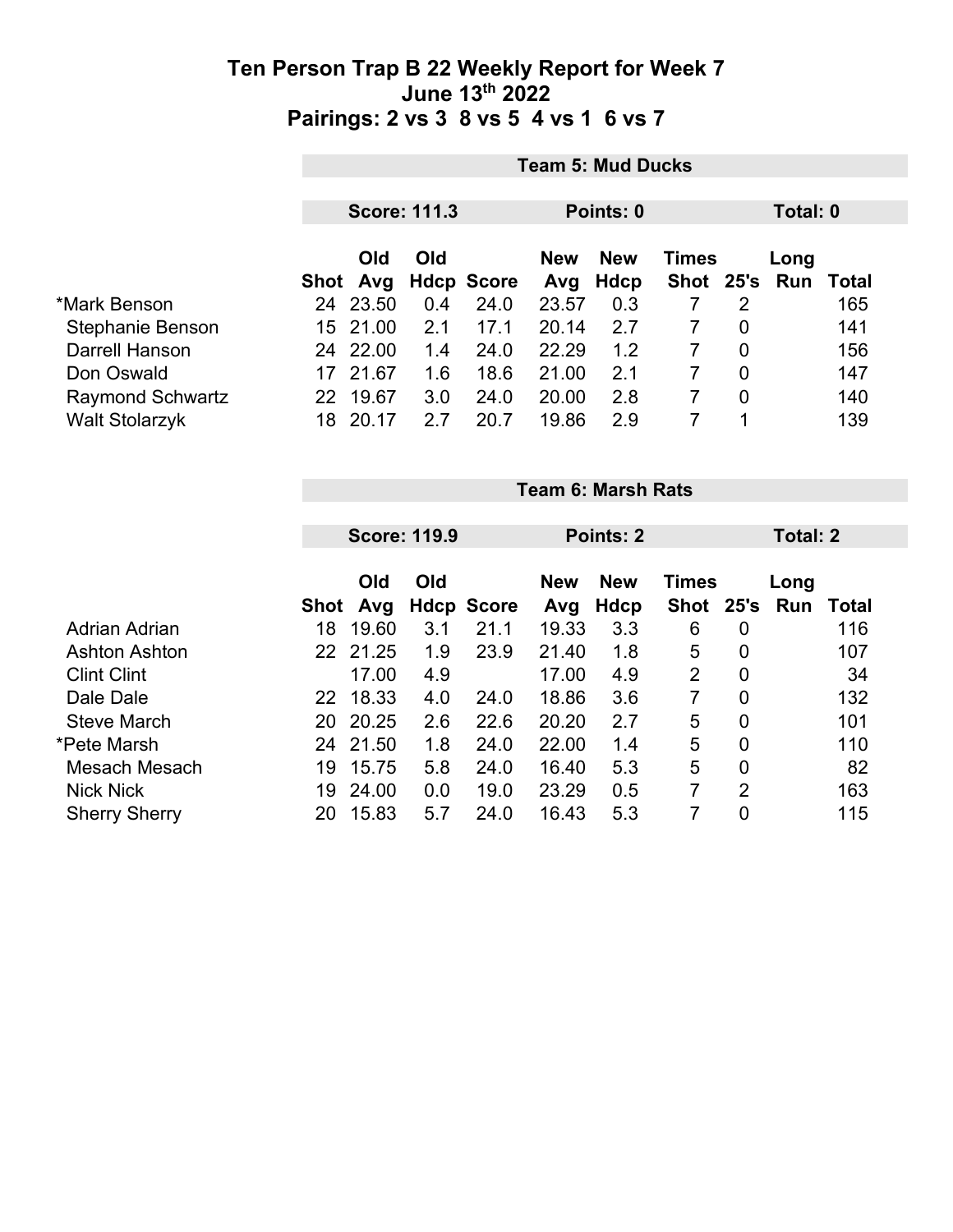# Ten Person Trap B 22 Weekly Report for Week 7
## June 13th 2022
## Pairings: 2 vs 3 8 vs 5 4 vs 1 6 vs 7

**Team 5: Mud Ducks**

**Score: 111.3** **Points: 0** **Total: 0**

| | Shot | Old Avg | Old Hdcp | Score | New Avg | New Hdcp | Times Shot | 25's | Long Run | Total |
|---|---|---|---|---|---|---|---|---|---|---|
| *Mark Benson | 24 | 23.50 | 0.4 | 24.0 | 23.57 | 0.3 | 7 | 2 | | 165 |
| Stephanie Benson | 15 | 21.00 | 2.1 | 17.1 | 20.14 | 2.7 | 7 | 0 | | 141 |
| Darrell Hanson | 24 | 22.00 | 1.4 | 24.0 | 22.29 | 1.2 | 7 | 0 | | 156 |
| Don Oswald | 17 | 21.67 | 1.6 | 18.6 | 21.00 | 2.1 | 7 | 0 | | 147 |
| Raymond Schwartz | 22 | 19.67 | 3.0 | 24.0 | 20.00 | 2.8 | 7 | 0 | | 140 |
| Walt Stolarzyk | 18 | 20.17 | 2.7 | 20.7 | 19.86 | 2.9 | 7 | 1 | | 139 |

**Team 6: Marsh Rats**

**Score: 119.9** **Points: 2** **Total: 2**

| | Shot | Old Avg | Old Hdcp | Score | New Avg | New Hdcp | Times Shot | 25's | Long Run | Total |
|---|---|---|---|---|---|---|---|---|---|---|
| Adrian Adrian | 18 | 19.60 | 3.1 | 21.1 | 19.33 | 3.3 | 6 | 0 | | 116 |
| Ashton Ashton | 22 | 21.25 | 1.9 | 23.9 | 21.40 | 1.8 | 5 | 0 | | 107 |
| Clint Clint | | 17.00 | 4.9 | | 17.00 | 4.9 | 2 | 0 | | 34 |
| Dale Dale | 22 | 18.33 | 4.0 | 24.0 | 18.86 | 3.6 | 7 | 0 | | 132 |
| Steve March | 20 | 20.25 | 2.6 | 22.6 | 20.20 | 2.7 | 5 | 0 | | 101 |
| *Pete Marsh | 24 | 21.50 | 1.8 | 24.0 | 22.00 | 1.4 | 5 | 0 | | 110 |
| Mesach Mesach | 19 | 15.75 | 5.8 | 24.0 | 16.40 | 5.3 | 5 | 0 | | 82 |
| Nick Nick | 19 | 24.00 | 0.0 | 19.0 | 23.29 | 0.5 | 7 | 2 | | 163 |
| Sherry Sherry | 20 | 15.83 | 5.7 | 24.0 | 16.43 | 5.3 | 7 | 0 | | 115 |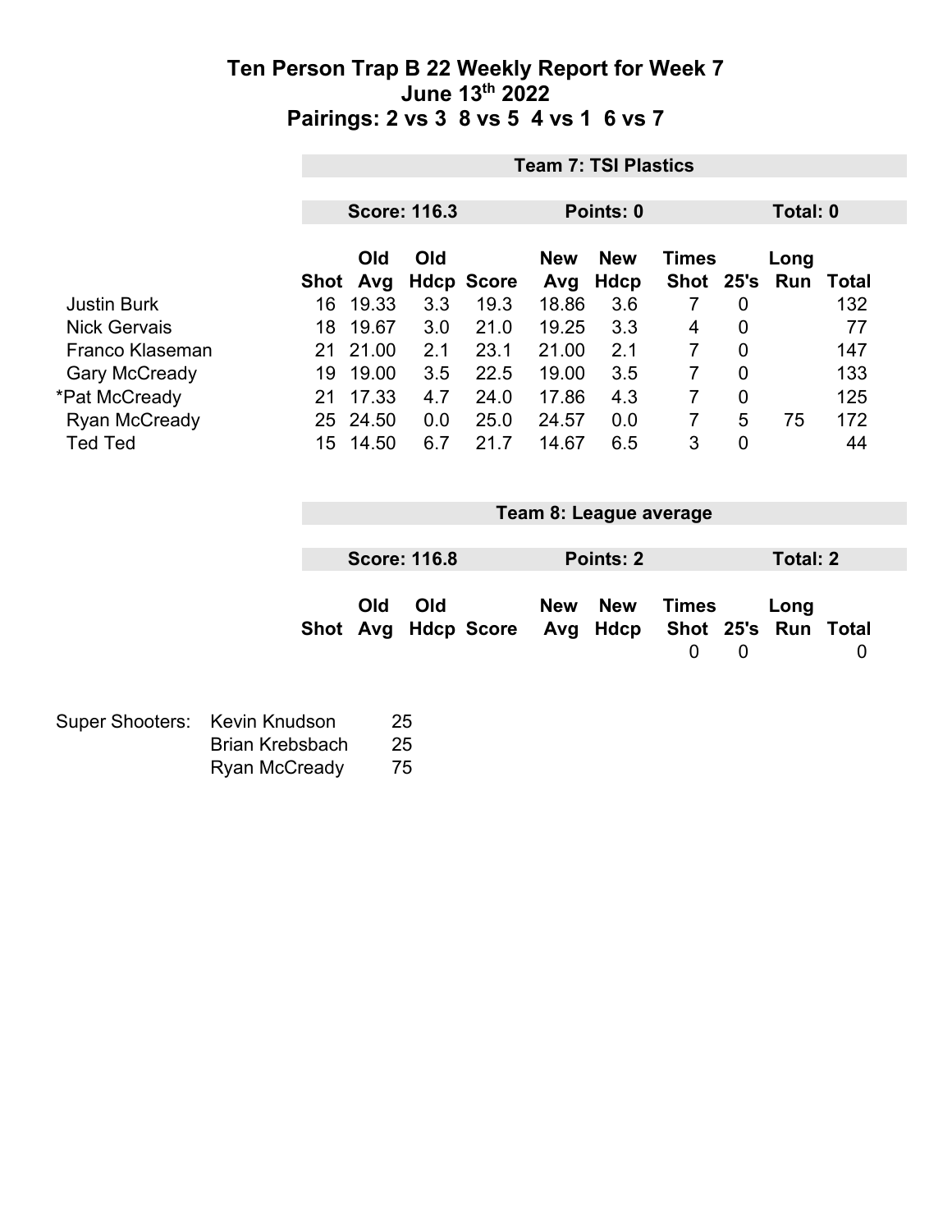# Ten Person Trap B 22 Weekly Report for Week 7
## June 13th 2022
## Pairings: 2 vs 3  8 vs 5  4 vs 1  6 vs 7

**Team 7: TSI Plastics**

**Score: 116.3** | **Points: 0** | **Total: 0**

| | Shot | Old Avg | Old Hdcp | Score | New Avg | New Hdcp | Times Shot | 25's | Long Run | Total |
|---|---|---|---|---|---|---|---|---|---|---|
| Justin Burk | 16 | 19.33 | 3.3 | 19.3 | 18.86 | 3.6 | 7 | 0 | | 132 |
| Nick Gervais | 18 | 19.67 | 3.0 | 21.0 | 19.25 | 3.3 | 4 | 0 | | 77 |
| Franco Klaseman | 21 | 21.00 | 2.1 | 23.1 | 21.00 | 2.1 | 7 | 0 | | 147 |
| Gary McCready | 19 | 19.00 | 3.5 | 22.5 | 19.00 | 3.5 | 7 | 0 | | 133 |
| *Pat McCready | 21 | 17.33 | 4.7 | 24.0 | 17.86 | 4.3 | 7 | 0 | | 125 |
| Ryan McCready | 25 | 24.50 | 0.0 | 25.0 | 24.57 | 0.0 | 7 | 5 | 75 | 172 |
| Ted Ted | 15 | 14.50 | 6.7 | 21.7 | 14.67 | 6.5 | 3 | 0 | | 44 |

**Team 8: League average**

**Score: 116.8** | **Points: 2** | **Total: 2**

| | Shot | Old Avg | Old Hdcp | Score | New Avg | New Hdcp | Times Shot | 25's | Long Run | Total |
|---|---|---|---|---|---|---|---|---|---|---|
| | | | | | | | 0 | 0 | | 0 |

| Super Shooters: | | |
|---|---|---|
| | Kevin Knudson | 25 |
| | Brian Krebsbach | 25 |
| | Ryan McCready | 75 |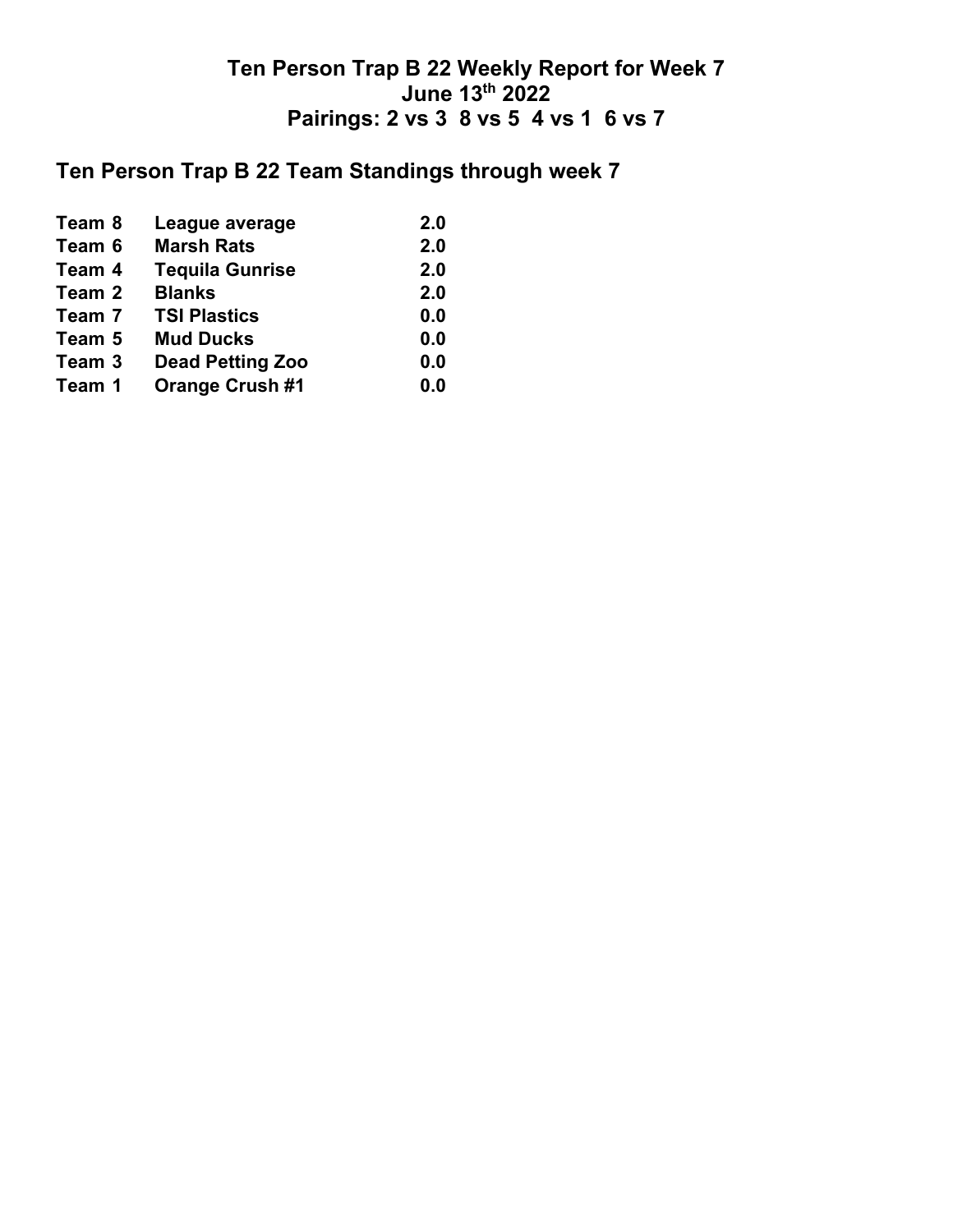# Ten Person Trap B 22 Weekly Report for Week 7
## June 13th 2022
## Pairings: 2 vs 3 8 vs 5 4 vs 1 6 vs 7

## Ten Person Trap B 22 Team Standings through week 7

| | | |
|---|---|---|
| Team 8 | League average | 2.0 |
| Team 6 | Marsh Rats | 2.0 |
| Team 4 | Tequila Gunrise | 2.0 |
| Team 2 | Blanks | 2.0 |
| Team 7 | TSI Plastics | 0.0 |
| Team 5 | Mud Ducks | 0.0 |
| Team 3 | Dead Petting Zoo | 0.0 |
| Team 1 | Orange Crush #1 | 0.0 |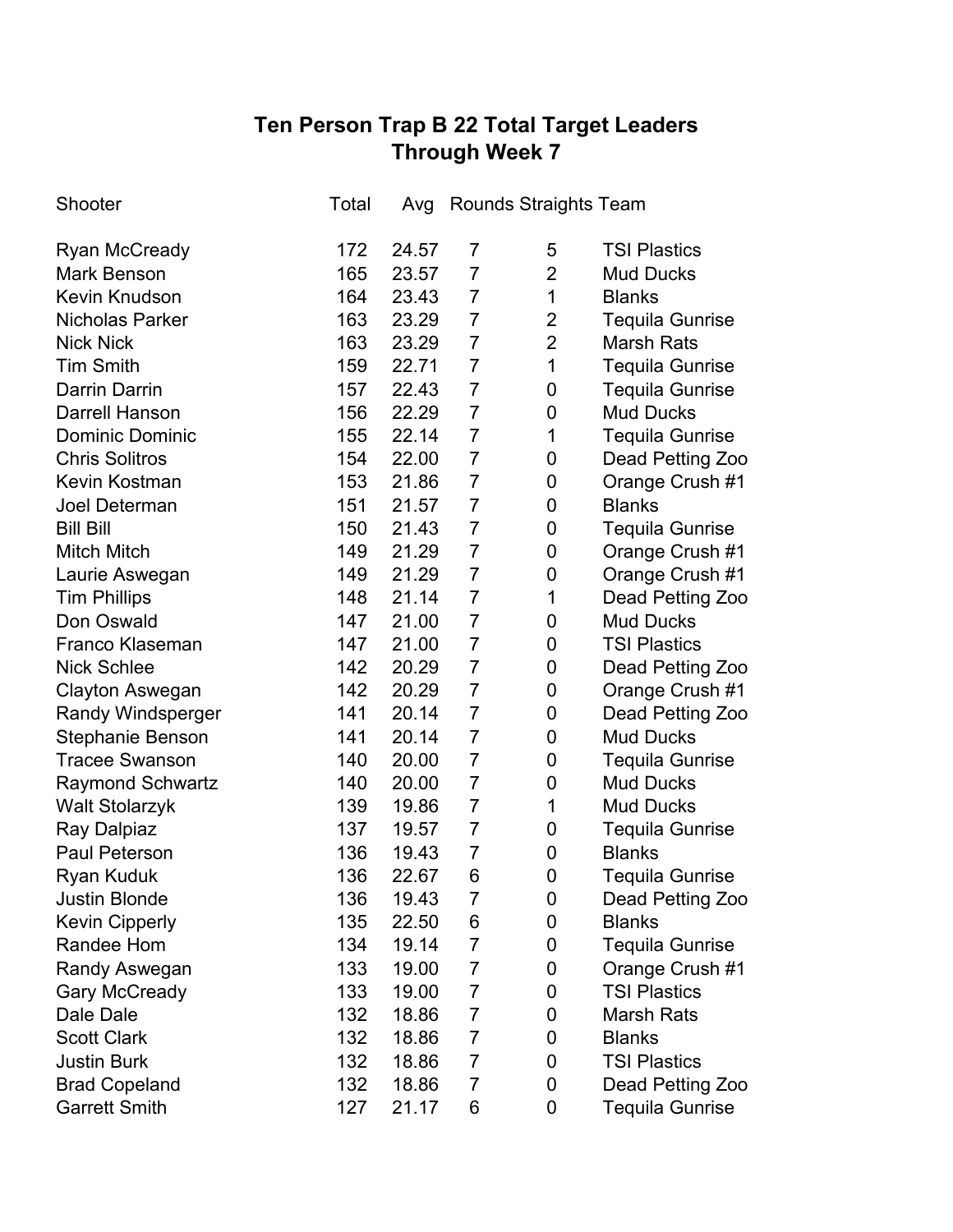# Ten Person Trap B 22 Total Target Leaders
## Through Week 7

| Shooter | Total | Avg | Rounds | Straights | Team |
|---|---|---|---|---|---|
| Ryan McCready | 172 | 24.57 | 7 | 5 | TSI Plastics |
| Mark Benson | 165 | 23.57 | 7 | 2 | Mud Ducks |
| Kevin Knudson | 164 | 23.43 | 7 | 1 | Blanks |
| Nicholas Parker | 163 | 23.29 | 7 | 2 | Tequila Gunrise |
| Nick Nick | 163 | 23.29 | 7 | 2 | Marsh Rats |
| Tim Smith | 159 | 22.71 | 7 | 1 | Tequila Gunrise |
| Darrin Darrin | 157 | 22.43 | 7 | 0 | Tequila Gunrise |
| Darrell Hanson | 156 | 22.29 | 7 | 0 | Mud Ducks |
| Dominic Dominic | 155 | 22.14 | 7 | 1 | Tequila Gunrise |
| Chris Solitros | 154 | 22.00 | 7 | 0 | Dead Petting Zoo |
| Kevin Kostman | 153 | 21.86 | 7 | 0 | Orange Crush #1 |
| Joel Determan | 151 | 21.57 | 7 | 0 | Blanks |
| Bill Bill | 150 | 21.43 | 7 | 0 | Tequila Gunrise |
| Mitch Mitch | 149 | 21.29 | 7 | 0 | Orange Crush #1 |
| Laurie Aswegan | 149 | 21.29 | 7 | 0 | Orange Crush #1 |
| Tim Phillips | 148 | 21.14 | 7 | 1 | Dead Petting Zoo |
| Don Oswald | 147 | 21.00 | 7 | 0 | Mud Ducks |
| Franco Klaseman | 147 | 21.00 | 7 | 0 | TSI Plastics |
| Nick Schlee | 142 | 20.29 | 7 | 0 | Dead Petting Zoo |
| Clayton Aswegan | 142 | 20.29 | 7 | 0 | Orange Crush #1 |
| Randy Windsperger | 141 | 20.14 | 7 | 0 | Dead Petting Zoo |
| Stephanie Benson | 141 | 20.14 | 7 | 0 | Mud Ducks |
| Tracee Swanson | 140 | 20.00 | 7 | 0 | Tequila Gunrise |
| Raymond Schwartz | 140 | 20.00 | 7 | 0 | Mud Ducks |
| Walt Stolarzyk | 139 | 19.86 | 7 | 1 | Mud Ducks |
| Ray Dalpiaz | 137 | 19.57 | 7 | 0 | Tequila Gunrise |
| Paul Peterson | 136 | 19.43 | 7 | 0 | Blanks |
| Ryan Kuduk | 136 | 22.67 | 6 | 0 | Tequila Gunrise |
| Justin Blonde | 136 | 19.43 | 7 | 0 | Dead Petting Zoo |
| Kevin Cipperly | 135 | 22.50 | 6 | 0 | Blanks |
| Randee Hom | 134 | 19.14 | 7 | 0 | Tequila Gunrise |
| Randy Aswegan | 133 | 19.00 | 7 | 0 | Orange Crush #1 |
| Gary McCready | 133 | 19.00 | 7 | 0 | TSI Plastics |
| Dale Dale | 132 | 18.86 | 7 | 0 | Marsh Rats |
| Scott Clark | 132 | 18.86 | 7 | 0 | Blanks |
| Justin Burk | 132 | 18.86 | 7 | 0 | TSI Plastics |
| Brad Copeland | 132 | 18.86 | 7 | 0 | Dead Petting Zoo |
| Garrett Smith | 127 | 21.17 | 6 | 0 | Tequila Gunrise |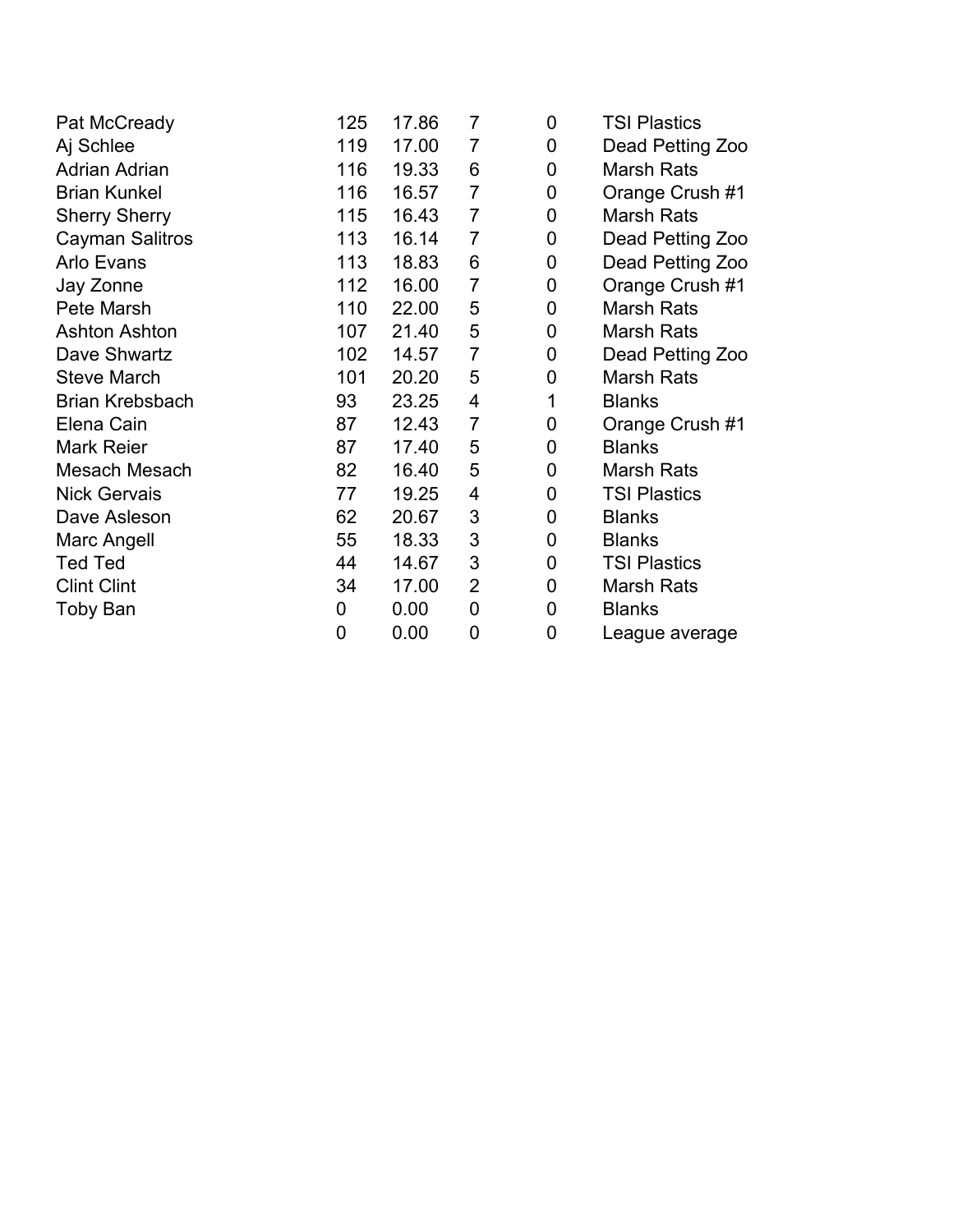| | | | | | |
|---|---|---|---|---|---|
| Pat McCready | 125 | 17.86 | 7 | 0 | TSI Plastics |
| Aj Schlee | 119 | 17.00 | 7 | 0 | Dead Petting Zoo |
| Adrian Adrian | 116 | 19.33 | 6 | 0 | Marsh Rats |
| Brian Kunkel | 116 | 16.57 | 7 | 0 | Orange Crush #1 |
| Sherry Sherry | 115 | 16.43 | 7 | 0 | Marsh Rats |
| Cayman Salitros | 113 | 16.14 | 7 | 0 | Dead Petting Zoo |
| Arlo Evans | 113 | 18.83 | 6 | 0 | Dead Petting Zoo |
| Jay Zonne | 112 | 16.00 | 7 | 0 | Orange Crush #1 |
| Pete Marsh | 110 | 22.00 | 5 | 0 | Marsh Rats |
| Ashton Ashton | 107 | 21.40 | 5 | 0 | Marsh Rats |
| Dave Shwartz | 102 | 14.57 | 7 | 0 | Dead Petting Zoo |
| Steve March | 101 | 20.20 | 5 | 0 | Marsh Rats |
| Brian Krebsbach | 93 | 23.25 | 4 | 1 | Blanks |
| Elena Cain | 87 | 12.43 | 7 | 0 | Orange Crush #1 |
| Mark Reier | 87 | 17.40 | 5 | 0 | Blanks |
| Mesach Mesach | 82 | 16.40 | 5 | 0 | Marsh Rats |
| Nick Gervais | 77 | 19.25 | 4 | 0 | TSI Plastics |
| Dave Asleson | 62 | 20.67 | 3 | 0 | Blanks |
| Marc Angell | 55 | 18.33 | 3 | 0 | Blanks |
| Ted Ted | 44 | 14.67 | 3 | 0 | TSI Plastics |
| Clint Clint | 34 | 17.00 | 2 | 0 | Marsh Rats |
| Toby Ban | 0 | 0.00 | 0 | 0 | Blanks |
| | 0 | 0.00 | 0 | 0 | League average |